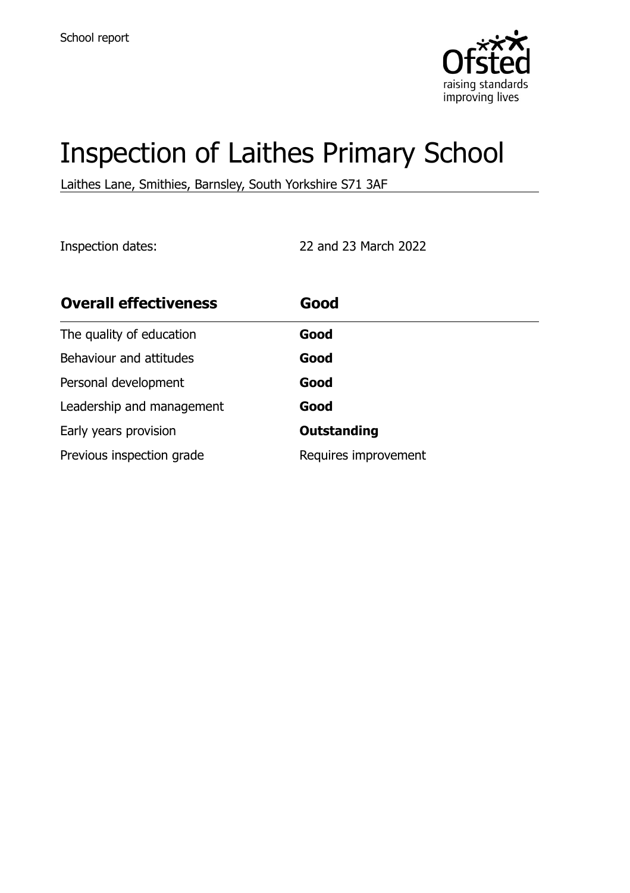School report

# Inspection of Laithes Primary School

Laithes Lane, Smithies, Barnsley, South Yorkshire S71 3AF

Inspection dates: 22 and 23 March 2022

| Overall effectiveness | Good |
| --- | --- |
| The quality of education | **Good** |
| Behaviour and attitudes | **Good** |
| Personal development | **Good** |
| Leadership and management | **Good** |
| Early years provision | **Outstanding** |
| Previous inspection grade | Requires improvement |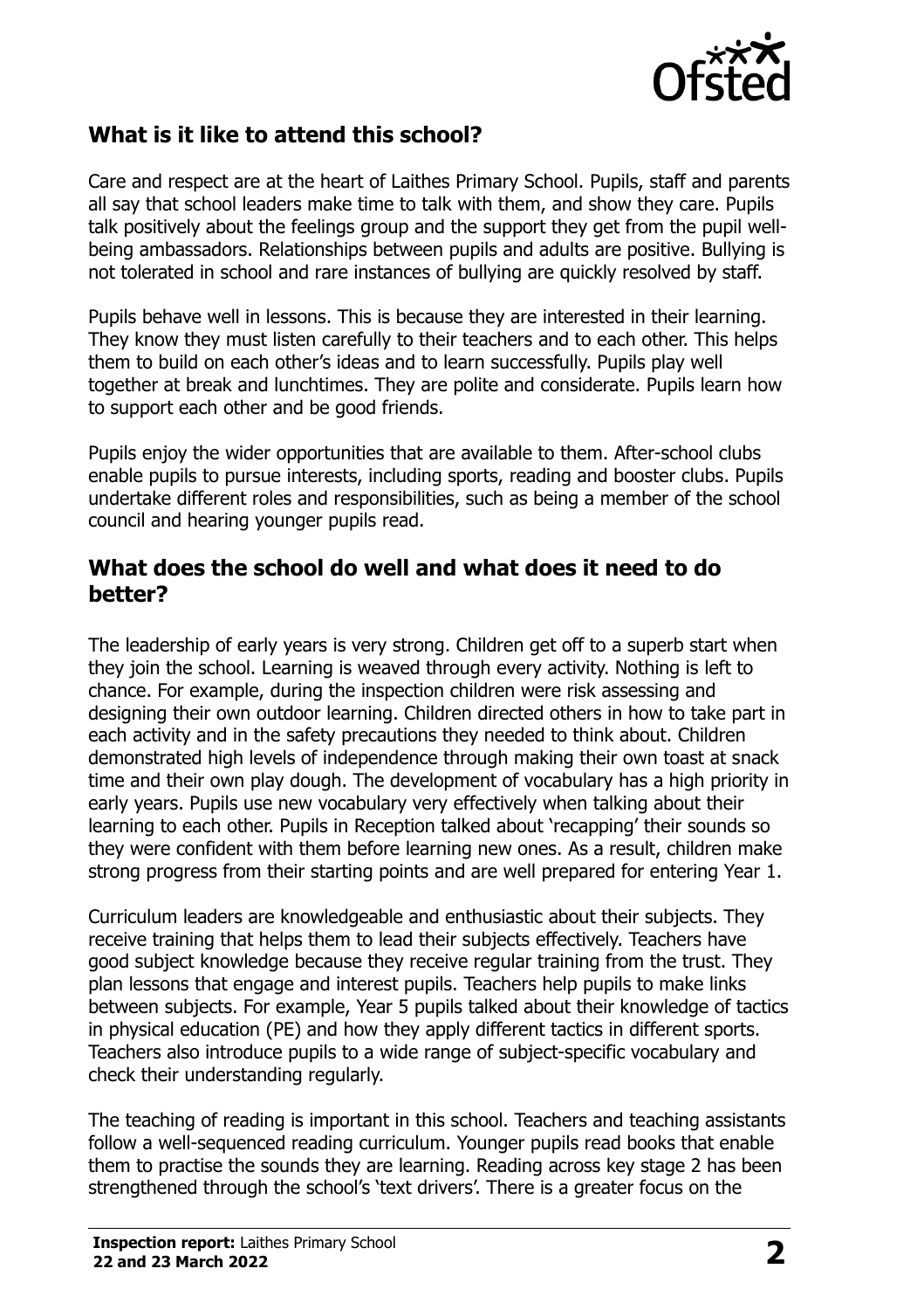## What is it like to attend this school?

Care and respect are at the heart of Laithes Primary School. Pupils, staff and parents all say that school leaders make time to talk with them, and show they care. Pupils talk positively about the feelings group and the support they get from the pupil well-being ambassadors. Relationships between pupils and adults are positive. Bullying is not tolerated in school and rare instances of bullying are quickly resolved by staff.

Pupils behave well in lessons. This is because they are interested in their learning. They know they must listen carefully to their teachers and to each other. This helps them to build on each other's ideas and to learn successfully. Pupils play well together at break and lunchtimes. They are polite and considerate. Pupils learn how to support each other and be good friends.

Pupils enjoy the wider opportunities that are available to them. After-school clubs enable pupils to pursue interests, including sports, reading and booster clubs. Pupils undertake different roles and responsibilities, such as being a member of the school council and hearing younger pupils read.

## What does the school do well and what does it need to do better?

The leadership of early years is very strong. Children get off to a superb start when they join the school. Learning is weaved through every activity. Nothing is left to chance. For example, during the inspection children were risk assessing and designing their own outdoor learning. Children directed others in how to take part in each activity and in the safety precautions they needed to think about. Children demonstrated high levels of independence through making their own toast at snack time and their own play dough. The development of vocabulary has a high priority in early years. Pupils use new vocabulary very effectively when talking about their learning to each other. Pupils in Reception talked about 'recapping' their sounds so they were confident with them before learning new ones. As a result, children make strong progress from their starting points and are well prepared for entering Year 1.

Curriculum leaders are knowledgeable and enthusiastic about their subjects. They receive training that helps them to lead their subjects effectively. Teachers have good subject knowledge because they receive regular training from the trust. They plan lessons that engage and interest pupils. Teachers help pupils to make links between subjects. For example, Year 5 pupils talked about their knowledge of tactics in physical education (PE) and how they apply different tactics in different sports. Teachers also introduce pupils to a wide range of subject-specific vocabulary and check their understanding regularly.

The teaching of reading is important in this school. Teachers and teaching assistants follow a well-sequenced reading curriculum. Younger pupils read books that enable them to practise the sounds they are learning. Reading across key stage 2 has been strengthened through the school's 'text drivers'. There is a greater focus on the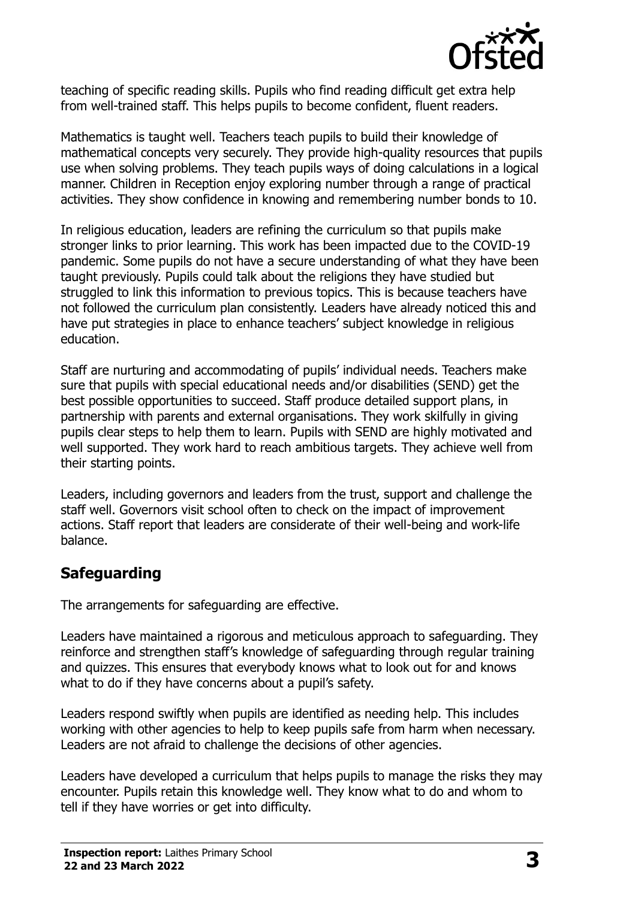teaching of specific reading skills. Pupils who find reading difficult get extra help from well-trained staff. This helps pupils to become confident, fluent readers.

Mathematics is taught well. Teachers teach pupils to build their knowledge of mathematical concepts very securely. They provide high-quality resources that pupils use when solving problems. They teach pupils ways of doing calculations in a logical manner. Children in Reception enjoy exploring number through a range of practical activities. They show confidence in knowing and remembering number bonds to 10.

In religious education, leaders are refining the curriculum so that pupils make stronger links to prior learning. This work has been impacted due to the COVID-19 pandemic. Some pupils do not have a secure understanding of what they have been taught previously. Pupils could talk about the religions they have studied but struggled to link this information to previous topics. This is because teachers have not followed the curriculum plan consistently. Leaders have already noticed this and have put strategies in place to enhance teachers' subject knowledge in religious education.

Staff are nurturing and accommodating of pupils' individual needs. Teachers make sure that pupils with special educational needs and/or disabilities (SEND) get the best possible opportunities to succeed. Staff produce detailed support plans, in partnership with parents and external organisations. They work skilfully in giving pupils clear steps to help them to learn. Pupils with SEND are highly motivated and well supported. They work hard to reach ambitious targets. They achieve well from their starting points.

Leaders, including governors and leaders from the trust, support and challenge the staff well. Governors visit school often to check on the impact of improvement actions. Staff report that leaders are considerate of their well-being and work-life balance.

## Safeguarding

The arrangements for safeguarding are effective.

Leaders have maintained a rigorous and meticulous approach to safeguarding. They reinforce and strengthen staff's knowledge of safeguarding through regular training and quizzes. This ensures that everybody knows what to look out for and knows what to do if they have concerns about a pupil's safety.

Leaders respond swiftly when pupils are identified as needing help. This includes working with other agencies to help to keep pupils safe from harm when necessary. Leaders are not afraid to challenge the decisions of other agencies.

Leaders have developed a curriculum that helps pupils to manage the risks they may encounter. Pupils retain this knowledge well. They know what to do and whom to tell if they have worries or get into difficulty.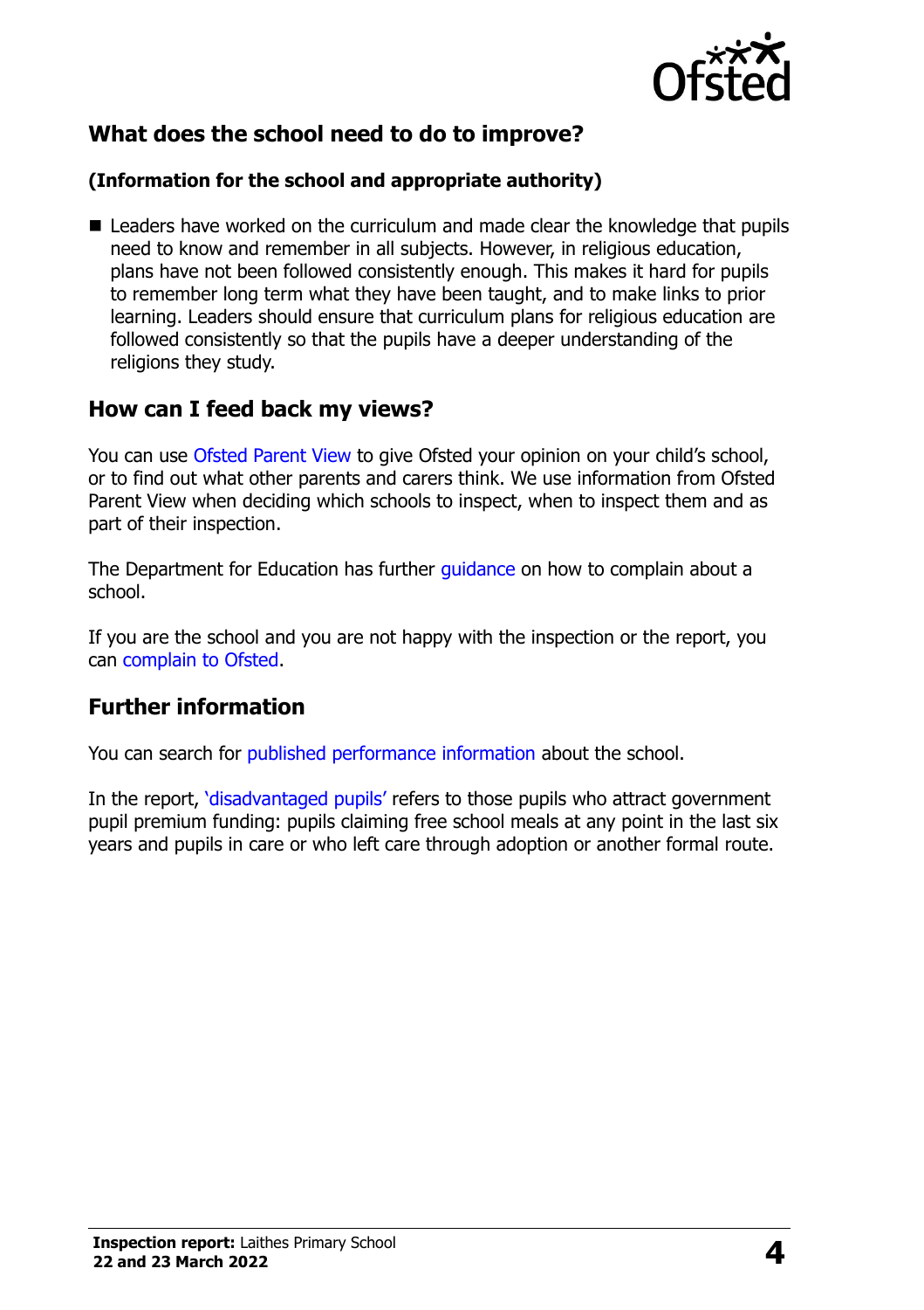## What does the school need to do to improve?

### (Information for the school and appropriate authority)

- Leaders have worked on the curriculum and made clear the knowledge that pupils need to know and remember in all subjects. However, in religious education, plans have not been followed consistently enough. This makes it hard for pupils to remember long term what they have been taught, and to make links to prior learning. Leaders should ensure that curriculum plans for religious education are followed consistently so that the pupils have a deeper understanding of the religions they study.

## How can I feed back my views?

You can use Ofsted Parent View to give Ofsted your opinion on your child's school, or to find out what other parents and carers think. We use information from Ofsted Parent View when deciding which schools to inspect, when to inspect them and as part of their inspection.

The Department for Education has further guidance on how to complain about a school.

If you are the school and you are not happy with the inspection or the report, you can complain to Ofsted.

## Further information

You can search for published performance information about the school.

In the report, 'disadvantaged pupils' refers to those pupils who attract government pupil premium funding: pupils claiming free school meals at any point in the last six years and pupils in care or who left care through adoption or another formal route.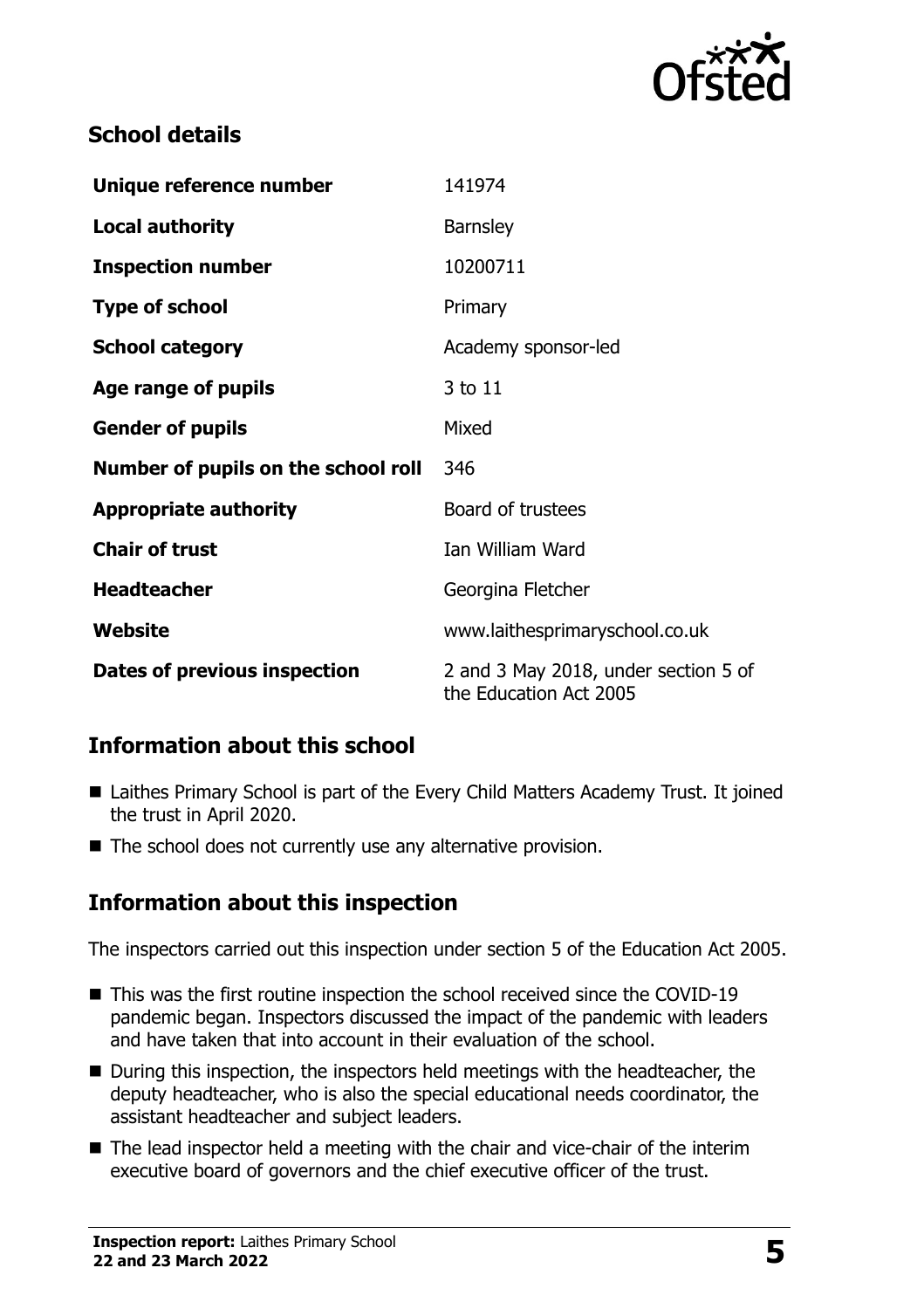## School details

| | |
|---|---|
| **Unique reference number** | 141974 |
| **Local authority** | Barnsley |
| **Inspection number** | 10200711 |
| **Type of school** | Primary |
| **School category** | Academy sponsor-led |
| **Age range of pupils** | 3 to 11 |
| **Gender of pupils** | Mixed |
| **Number of pupils on the school roll** | 346 |
| **Appropriate authority** | Board of trustees |
| **Chair of trust** | Ian William Ward |
| **Headteacher** | Georgina Fletcher |
| **Website** | www.laithesprimaryschool.co.uk |
| **Dates of previous inspection** | 2 and 3 May 2018, under section 5 of the Education Act 2005 |

## Information about this school

- Laithes Primary School is part of the Every Child Matters Academy Trust. It joined the trust in April 2020.
- The school does not currently use any alternative provision.

## Information about this inspection

The inspectors carried out this inspection under section 5 of the Education Act 2005.

- This was the first routine inspection the school received since the COVID-19 pandemic began. Inspectors discussed the impact of the pandemic with leaders and have taken that into account in their evaluation of the school.
- During this inspection, the inspectors held meetings with the headteacher, the deputy headteacher, who is also the special educational needs coordinator, the assistant headteacher and subject leaders.
- The lead inspector held a meeting with the chair and vice-chair of the interim executive board of governors and the chief executive officer of the trust.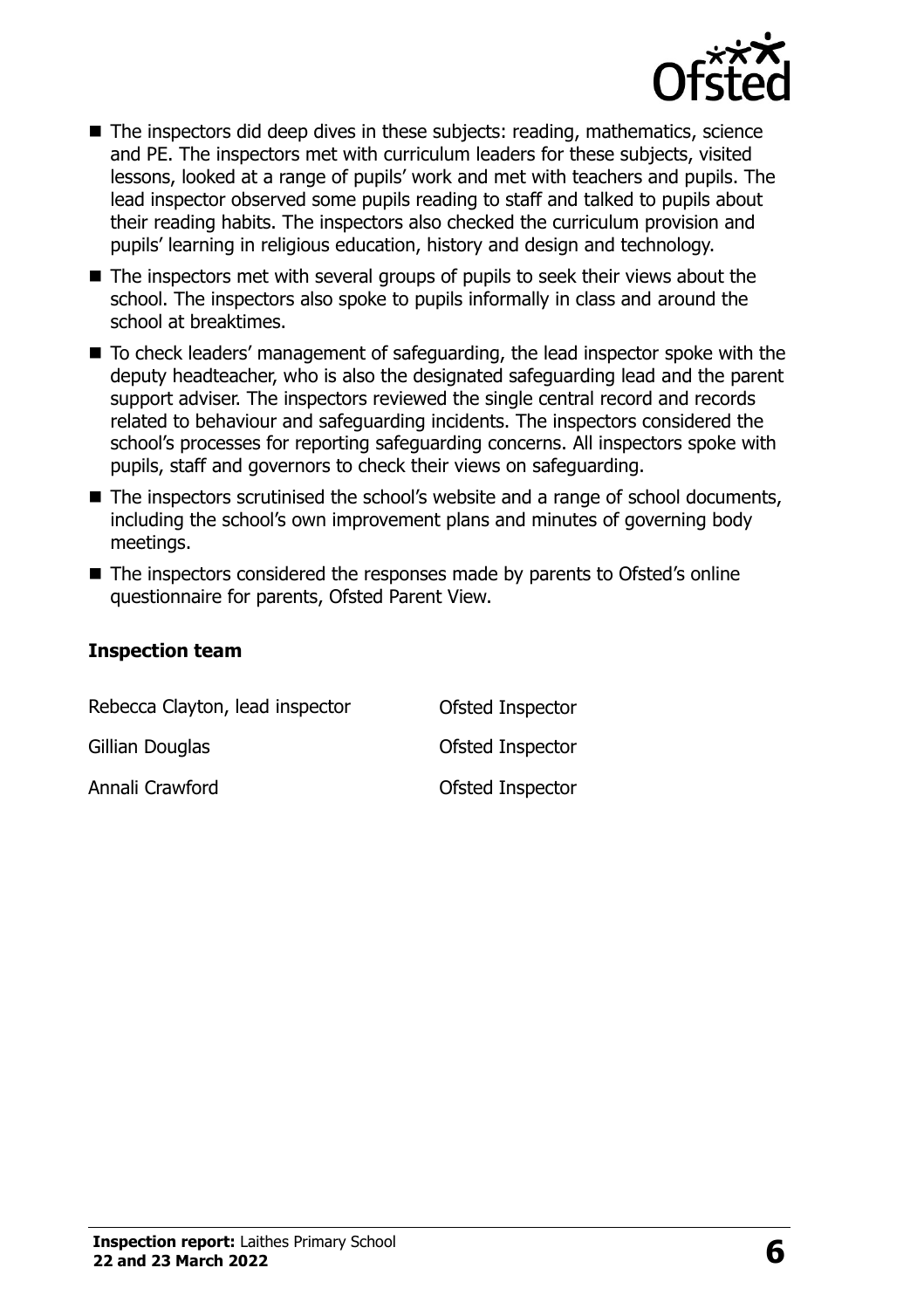- The inspectors did deep dives in these subjects: reading, mathematics, science and PE. The inspectors met with curriculum leaders for these subjects, visited lessons, looked at a range of pupils' work and met with teachers and pupils. The lead inspector observed some pupils reading to staff and talked to pupils about their reading habits. The inspectors also checked the curriculum provision and pupils' learning in religious education, history and design and technology.
- The inspectors met with several groups of pupils to seek their views about the school. The inspectors also spoke to pupils informally in class and around the school at breaktimes.
- To check leaders' management of safeguarding, the lead inspector spoke with the deputy headteacher, who is also the designated safeguarding lead and the parent support adviser. The inspectors reviewed the single central record and records related to behaviour and safeguarding incidents. The inspectors considered the school's processes for reporting safeguarding concerns. All inspectors spoke with pupils, staff and governors to check their views on safeguarding.
- The inspectors scrutinised the school's website and a range of school documents, including the school's own improvement plans and minutes of governing body meetings.
- The inspectors considered the responses made by parents to Ofsted's online questionnaire for parents, Ofsted Parent View.

### Inspection team

| | |
|---|---|
| Rebecca Clayton, lead inspector | Ofsted Inspector |
| Gillian Douglas | Ofsted Inspector |
| Annali Crawford | Ofsted Inspector |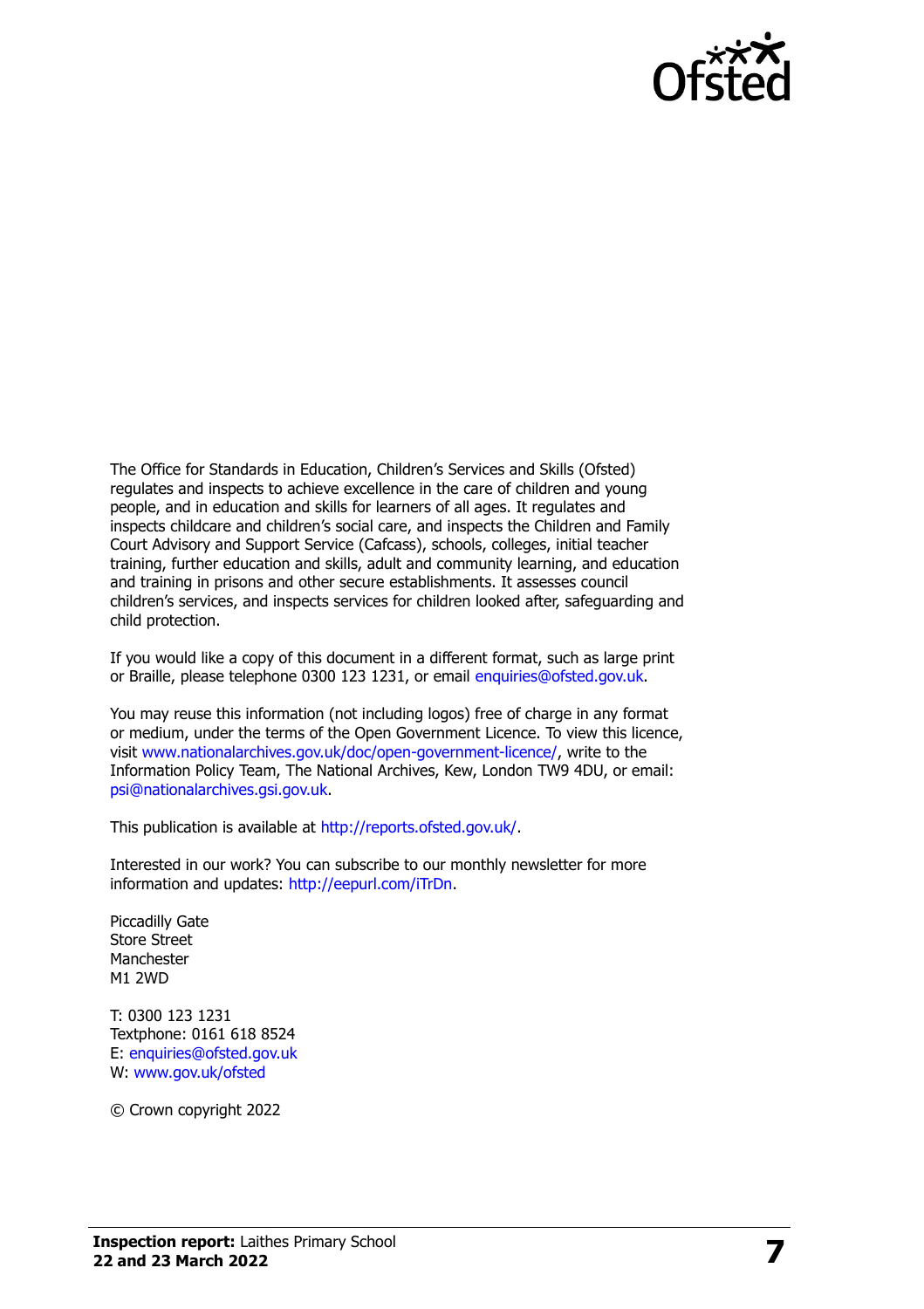The Office for Standards in Education, Children's Services and Skills (Ofsted) regulates and inspects to achieve excellence in the care of children and young people, and in education and skills for learners of all ages. It regulates and inspects childcare and children's social care, and inspects the Children and Family Court Advisory and Support Service (Cafcass), schools, colleges, initial teacher training, further education and skills, adult and community learning, and education and training in prisons and other secure establishments. It assesses council children's services, and inspects services for children looked after, safeguarding and child protection.

If you would like a copy of this document in a different format, such as large print or Braille, please telephone 0300 123 1231, or email enquiries@ofsted.gov.uk.

You may reuse this information (not including logos) free of charge in any format or medium, under the terms of the Open Government Licence. To view this licence, visit www.nationalarchives.gov.uk/doc/open-government-licence/, write to the Information Policy Team, The National Archives, Kew, London TW9 4DU, or email: psi@nationalarchives.gsi.gov.uk.

This publication is available at http://reports.ofsted.gov.uk/.

Interested in our work? You can subscribe to our monthly newsletter for more information and updates: http://eepurl.com/iTrDn.

Piccadilly Gate
Store Street
Manchester
M1 2WD

T: 0300 123 1231
Textphone: 0161 618 8524
E: enquiries@ofsted.gov.uk
W: www.gov.uk/ofsted

© Crown copyright 2022